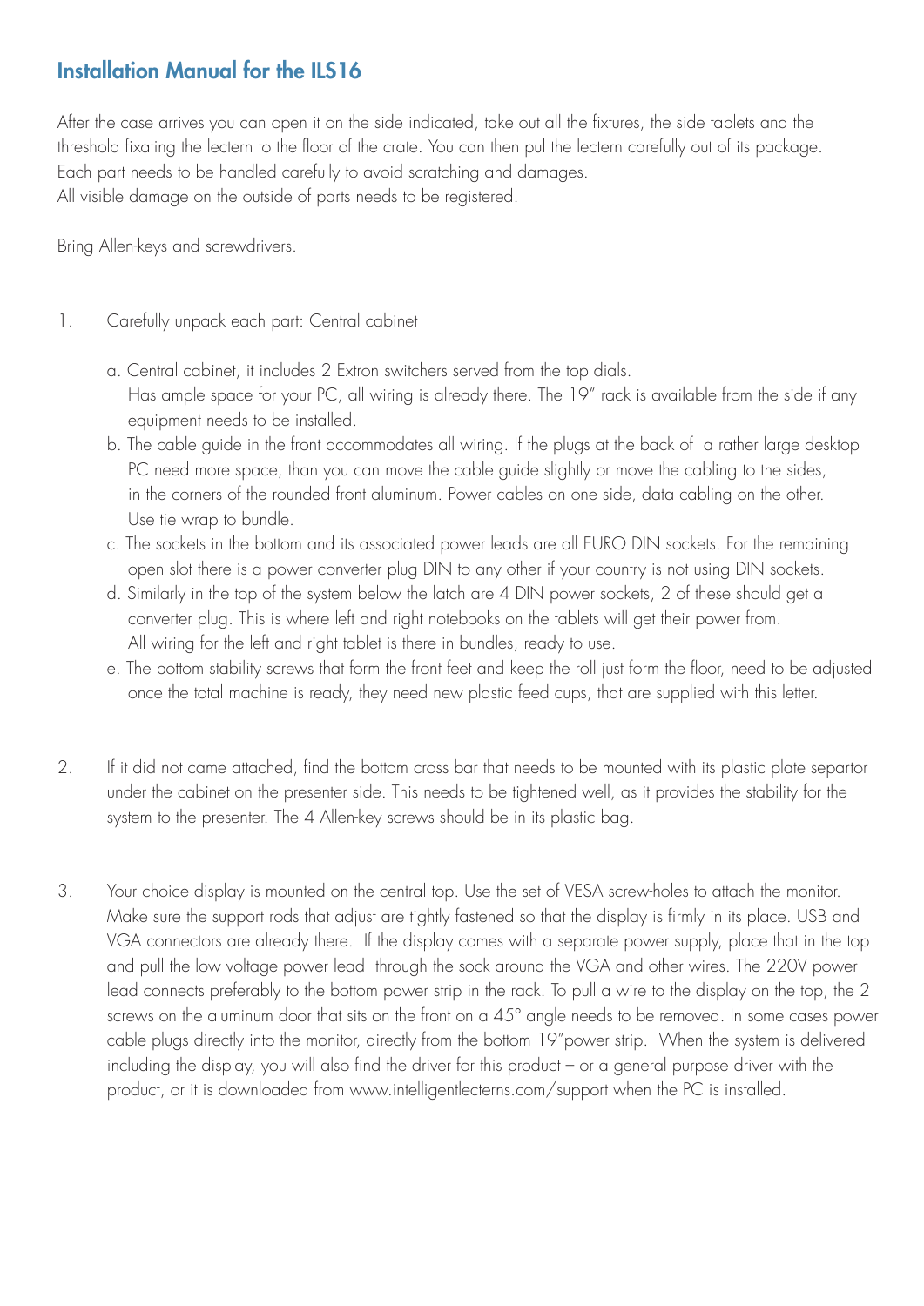## Installation Manual for the ILS16

After the case arrives you can open it on the side indicated, take out all the fixtures, the side tablets and the threshold fixating the lectern to the floor of the crate. You can then pul the lectern carefully out of its package. Each part needs to be handled carefully to avoid scratching and damages.
All visible damage on the outside of parts needs to be registered.

Bring Allen-keys and screwdrivers.

1. Carefully unpack each part: Central cabinet

   a. Central cabinet, it includes 2 Extron switchers served from the top dials.
      Has ample space for your PC, all wiring is already there. The 19" rack is available from the side if any equipment needs to be installed.
   b. The cable guide in the front accommodates all wiring. If the plugs at the back of a rather large desktop PC need more space, than you can move the cable guide slightly or move the cabling to the sides, in the corners of the rounded front aluminum. Power cables on one side, data cabling on the other. Use tie wrap to bundle.
   c. The sockets in the bottom and its associated power leads are all EURO DIN sockets. For the remaining open slot there is a power converter plug DIN to any other if your country is not using DIN sockets.
   d. Similarly in the top of the system below the latch are 4 DIN power sockets, 2 of these should get a converter plug. This is where left and right notebooks on the tablets will get their power from. All wiring for the left and right tablet is there in bundles, ready to use.
   e. The bottom stability screws that form the front feet and keep the roll just form the floor, need to be adjusted once the total machine is ready, they need new plastic feed cups, that are supplied with this letter.

2. If it did not came attached, find the bottom cross bar that needs to be mounted with its plastic plate separtor under the cabinet on the presenter side. This needs to be tightened well, as it provides the stability for the system to the presenter. The 4 Allen-key screws should be in its plastic bag.

3. Your choice display is mounted on the central top. Use the set of VESA screw-holes to attach the monitor. Make sure the support rods that adjust are tightly fastened so that the display is firmly in its place. USB and VGA connectors are already there. If the display comes with a separate power supply, place that in the top and pull the low voltage power lead through the sock around the VGA and other wires. The 220V power lead connects preferably to the bottom power strip in the rack. To pull a wire to the display on the top, the 2 screws on the aluminum door that sits on the front on a 45° angle needs to be removed. In some cases power cable plugs directly into the monitor, directly from the bottom 19"power strip. When the system is delivered including the display, you will also find the driver for this product – or a general purpose driver with the product, or it is downloaded from www.intelligentlecterns.com/support when the PC is installed.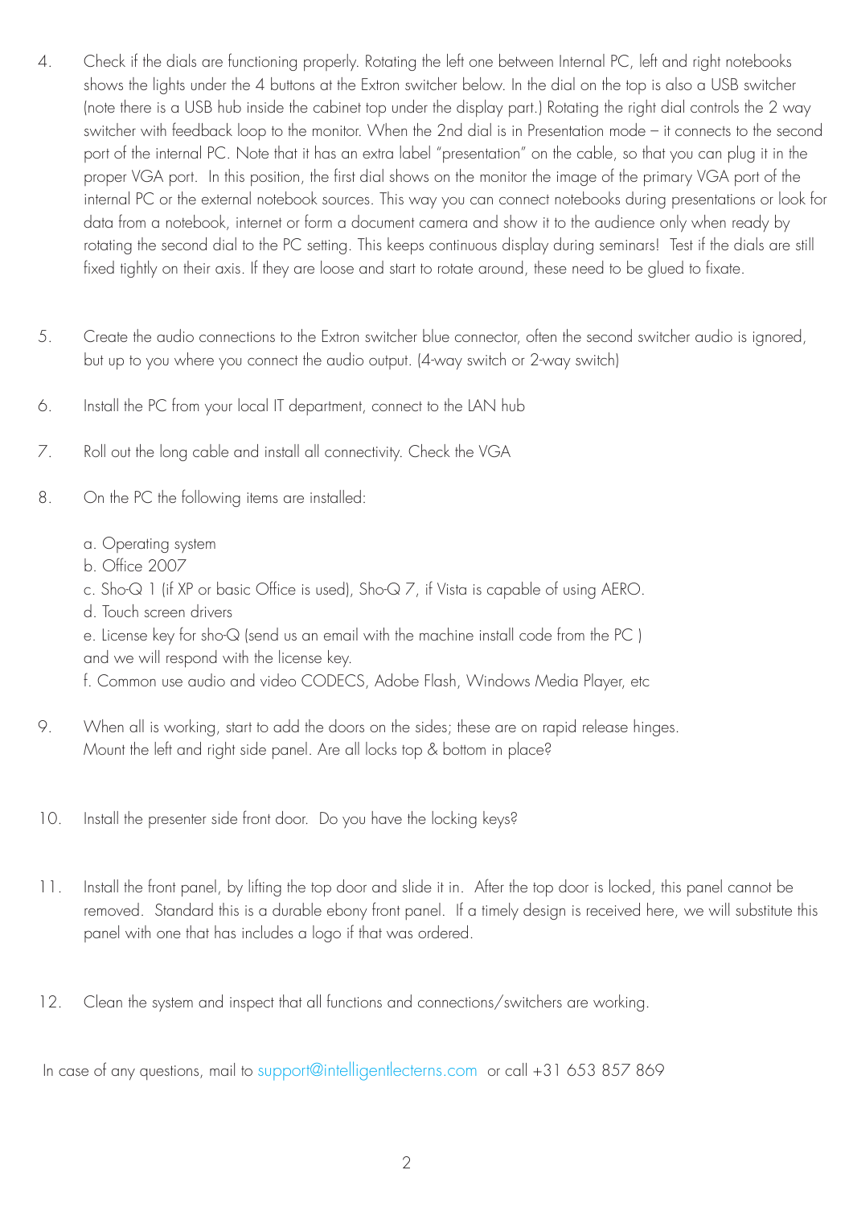4. Check if the dials are functioning properly. Rotating the left one between Internal PC, left and right notebooks shows the lights under the 4 buttons at the Extron switcher below. In the dial on the top is also a USB switcher (note there is a USB hub inside the cabinet top under the display part.) Rotating the right dial controls the 2 way switcher with feedback loop to the monitor. When the 2nd dial is in Presentation mode – it connects to the second port of the internal PC. Note that it has an extra label "presentation" on the cable, so that you can plug it in the proper VGA port. In this position, the first dial shows on the monitor the image of the primary VGA port of the internal PC or the external notebook sources. This way you can connect notebooks during presentations or look for data from a notebook, internet or form a document camera and show it to the audience only when ready by rotating the second dial to the PC setting. This keeps continuous display during seminars! Test if the dials are still fixed tightly on their axis. If they are loose and start to rotate around, these need to be glued to fixate.

5. Create the audio connections to the Extron switcher blue connector, often the second switcher audio is ignored, but up to you where you connect the audio output. (4-way switch or 2-way switch)

6. Install the PC from your local IT department, connect to the LAN hub

7. Roll out the long cable and install all connectivity. Check the VGA

8. On the PC the following items are installed:

   a. Operating system
   b. Office 2007
   c. Sho-Q 1 (if XP or basic Office is used), Sho-Q 7, if Vista is capable of using AERO.
   d. Touch screen drivers
   e. License key for sho-Q (send us an email with the machine install code from the PC ) and we will respond with the license key.
   f. Common use audio and video CODECS, Adobe Flash, Windows Media Player, etc

9. When all is working, start to add the doors on the sides; these are on rapid release hinges. Mount the left and right side panel. Are all locks top & bottom in place?

10. Install the presenter side front door. Do you have the locking keys?

11. Install the front panel, by lifting the top door and slide it in. After the top door is locked, this panel cannot be removed. Standard this is a durable ebony front panel. If a timely design is received here, we will substitute this panel with one that has includes a logo if that was ordered.

12. Clean the system and inspect that all functions and connections/switchers are working.

In case of any questions, mail to support@intelligentlecterns.com or call +31 653 857 869